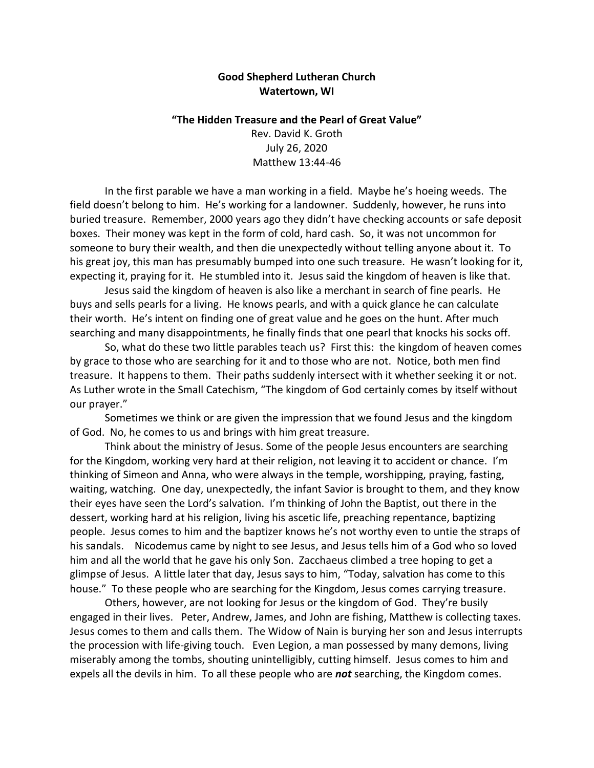**Good Shepherd Lutheran Church**
**Watertown, WI**

**"The Hidden Treasure and the Pearl of Great Value"**

Rev. David K. Groth
July 26, 2020
Matthew 13:44-46

In the first parable we have a man working in a field. Maybe he's hoeing weeds. The field doesn't belong to him. He's working for a landowner. Suddenly, however, he runs into buried treasure. Remember, 2000 years ago they didn't have checking accounts or safe deposit boxes. Their money was kept in the form of cold, hard cash. So, it was not uncommon for someone to bury their wealth, and then die unexpectedly without telling anyone about it. To his great joy, this man has presumably bumped into one such treasure. He wasn't looking for it, expecting it, praying for it. He stumbled into it. Jesus said the kingdom of heaven is like that.

Jesus said the kingdom of heaven is also like a merchant in search of fine pearls. He buys and sells pearls for a living. He knows pearls, and with a quick glance he can calculate their worth. He's intent on finding one of great value and he goes on the hunt. After much searching and many disappointments, he finally finds that one pearl that knocks his socks off.

So, what do these two little parables teach us? First this: the kingdom of heaven comes by grace to those who are searching for it and to those who are not. Notice, both men find treasure. It happens to them. Their paths suddenly intersect with it whether seeking it or not. As Luther wrote in the Small Catechism, "The kingdom of God certainly comes by itself without our prayer."

Sometimes we think or are given the impression that we found Jesus and the kingdom of God. No, he comes to us and brings with him great treasure.

Think about the ministry of Jesus. Some of the people Jesus encounters are searching for the Kingdom, working very hard at their religion, not leaving it to accident or chance. I'm thinking of Simeon and Anna, who were always in the temple, worshipping, praying, fasting, waiting, watching. One day, unexpectedly, the infant Savior is brought to them, and they know their eyes have seen the Lord's salvation. I'm thinking of John the Baptist, out there in the dessert, working hard at his religion, living his ascetic life, preaching repentance, baptizing people. Jesus comes to him and the baptizer knows he's not worthy even to untie the straps of his sandals. Nicodemus came by night to see Jesus, and Jesus tells him of a God who so loved him and all the world that he gave his only Son. Zacchaeus climbed a tree hoping to get a glimpse of Jesus. A little later that day, Jesus says to him, "Today, salvation has come to this house." To these people who are searching for the Kingdom, Jesus comes carrying treasure.

Others, however, are not looking for Jesus or the kingdom of God. They're busily engaged in their lives. Peter, Andrew, James, and John are fishing, Matthew is collecting taxes. Jesus comes to them and calls them. The Widow of Nain is burying her son and Jesus interrupts the procession with life-giving touch. Even Legion, a man possessed by many demons, living miserably among the tombs, shouting unintelligibly, cutting himself. Jesus comes to him and expels all the devils in him. To all these people who are ***not*** searching, the Kingdom comes.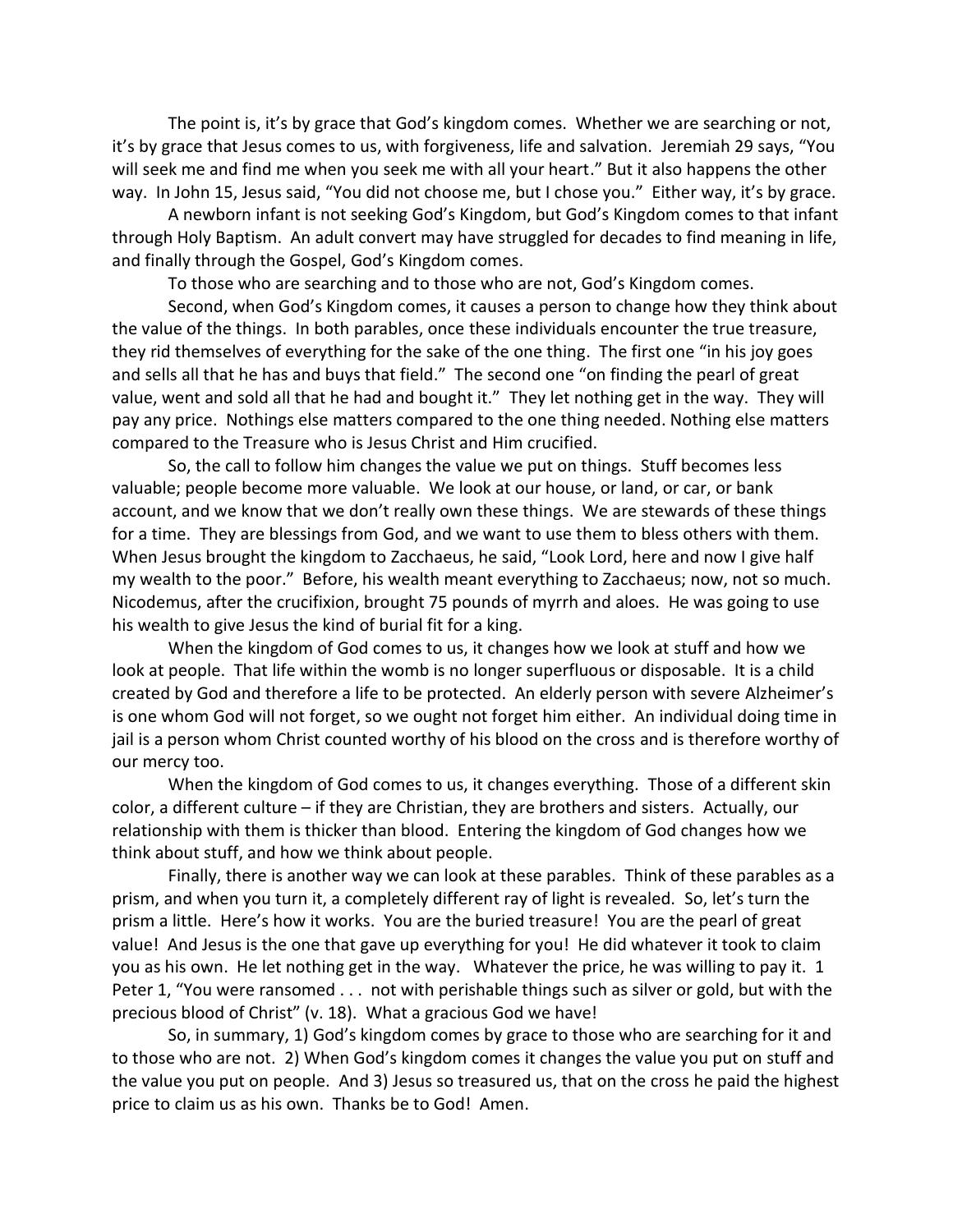The point is, it's by grace that God's kingdom comes. Whether we are searching or not, it's by grace that Jesus comes to us, with forgiveness, life and salvation. Jeremiah 29 says, "You will seek me and find me when you seek me with all your heart." But it also happens the other way. In John 15, Jesus said, "You did not choose me, but I chose you." Either way, it's by grace.

A newborn infant is not seeking God's Kingdom, but God's Kingdom comes to that infant through Holy Baptism. An adult convert may have struggled for decades to find meaning in life, and finally through the Gospel, God's Kingdom comes.

To those who are searching and to those who are not, God's Kingdom comes.

Second, when God's Kingdom comes, it causes a person to change how they think about the value of the things. In both parables, once these individuals encounter the true treasure, they rid themselves of everything for the sake of the one thing. The first one "in his joy goes and sells all that he has and buys that field." The second one "on finding the pearl of great value, went and sold all that he had and bought it." They let nothing get in the way. They will pay any price. Nothings else matters compared to the one thing needed. Nothing else matters compared to the Treasure who is Jesus Christ and Him crucified.

So, the call to follow him changes the value we put on things. Stuff becomes less valuable; people become more valuable. We look at our house, or land, or car, or bank account, and we know that we don't really own these things. We are stewards of these things for a time. They are blessings from God, and we want to use them to bless others with them. When Jesus brought the kingdom to Zacchaeus, he said, "Look Lord, here and now I give half my wealth to the poor." Before, his wealth meant everything to Zacchaeus; now, not so much. Nicodemus, after the crucifixion, brought 75 pounds of myrrh and aloes. He was going to use his wealth to give Jesus the kind of burial fit for a king.

When the kingdom of God comes to us, it changes how we look at stuff and how we look at people. That life within the womb is no longer superfluous or disposable. It is a child created by God and therefore a life to be protected. An elderly person with severe Alzheimer's is one whom God will not forget, so we ought not forget him either. An individual doing time in jail is a person whom Christ counted worthy of his blood on the cross and is therefore worthy of our mercy too.

When the kingdom of God comes to us, it changes everything. Those of a different skin color, a different culture – if they are Christian, they are brothers and sisters. Actually, our relationship with them is thicker than blood. Entering the kingdom of God changes how we think about stuff, and how we think about people.

Finally, there is another way we can look at these parables. Think of these parables as a prism, and when you turn it, a completely different ray of light is revealed. So, let's turn the prism a little. Here's how it works. You are the buried treasure! You are the pearl of great value! And Jesus is the one that gave up everything for you! He did whatever it took to claim you as his own. He let nothing get in the way. Whatever the price, he was willing to pay it. 1 Peter 1, "You were ransomed . . . not with perishable things such as silver or gold, but with the precious blood of Christ" (v. 18). What a gracious God we have!

So, in summary, 1) God's kingdom comes by grace to those who are searching for it and to those who are not. 2) When God's kingdom comes it changes the value you put on stuff and the value you put on people. And 3) Jesus so treasured us, that on the cross he paid the highest price to claim us as his own. Thanks be to God! Amen.